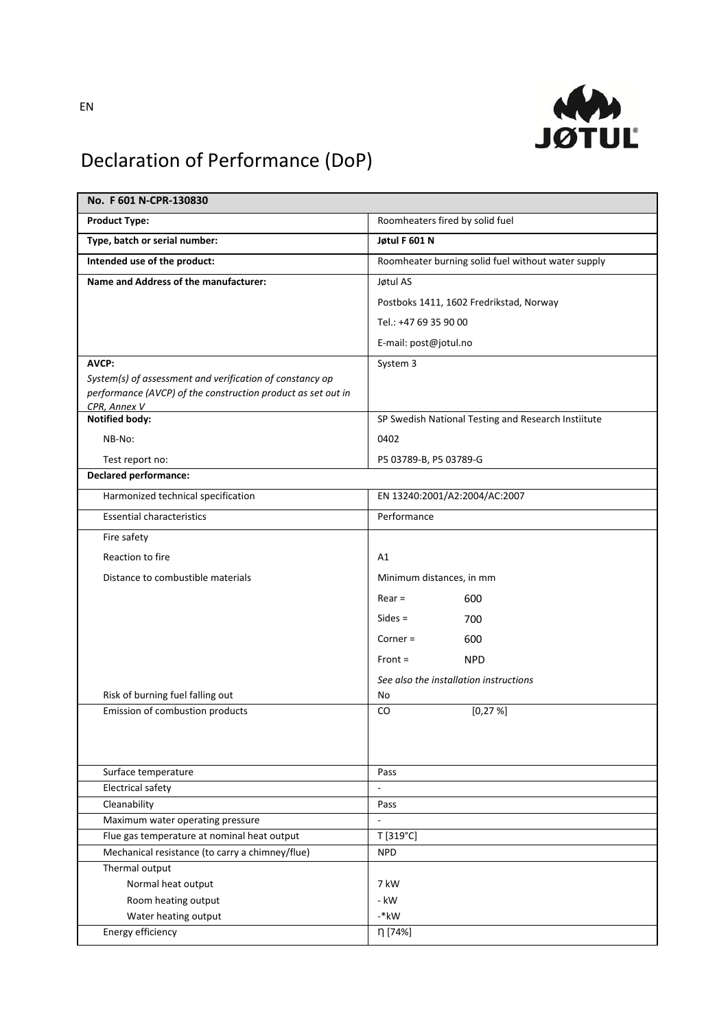EN

# Declaration of Performance (DoP)

| **No. F 601 N-CPR-130830** | |
|---|---|
| **Product Type:** | Roomheaters fired by solid fuel |
| **Type, batch or serial number:** | **Jøtul F 601 N** |
| **Intended use of the product:** | Roomheater burning solid fuel without water supply |
| **Name and Address of the manufacturer:** | Jøtul AS<br>Postboks 1411, 1602 Fredrikstad, Norway<br>Tel.: +47 69 35 90 00<br>E-mail: post@jotul.no |
| **AVCP:**<br>*System(s) of assessment and verification of constancy op performance (AVCP) of the construction product as set out in CPR, Annex V* | System 3 |
| **Notified body:** | SP Swedish National Testing and Research Instiitute |
| NB-No: | 0402 |
| Test report no: | P5 03789-B, P5 03789-G |
| **Declared performance:** | |
| Harmonized technical specification | EN 13240:2001/A2:2004/AC:2007 |
| Essential characteristics | Performance |
| Fire safety | |
| Reaction to fire | A1 |
| Distance to combustible materials | Minimum distances, in mm<br>Rear = 600<br>Sides = 700<br>Corner = 600<br>Front = NPD<br>*See also the installation instructions* |
| Risk of burning fuel falling out | No |
| Emission of combustion products | CO [0,27 %] |
| Surface temperature | Pass |
| Electrical safety | - |
| Cleanability | Pass |
| Maximum water operating pressure | - |
| Flue gas temperature at nominal heat output | T [319°C] |
| Mechanical resistance (to carry a chimney/flue) | NPD |
| Thermal output | |
| Normal heat output | 7 kW |
| Room heating output | - kW |
| Water heating output | -*kW |
| Energy efficiency | η [74%] |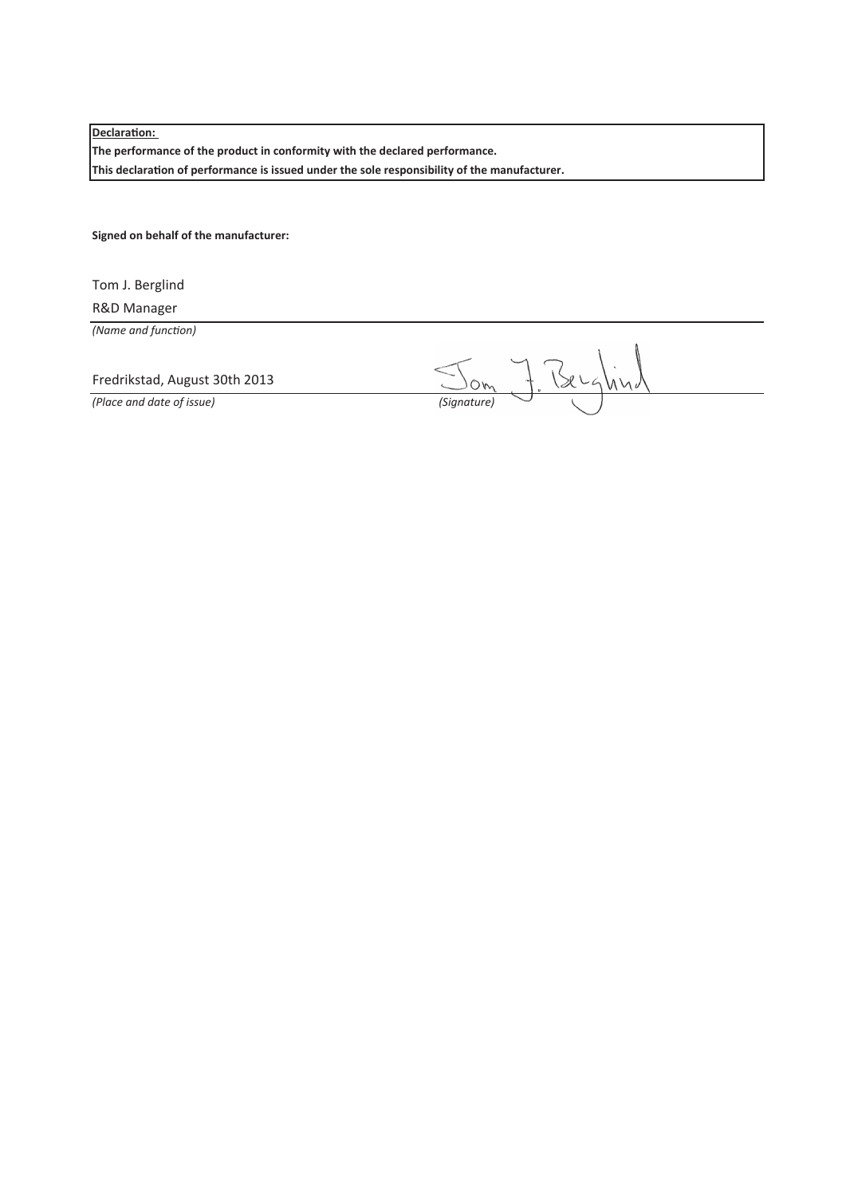**Declaration:**

**The performance of the product in conformity with the declared performance.**

**This declaration of performance is issued under the sole responsibility of the manufacturer.**

**Signed on behalf of the manufacturer:**

Tom J. Berglind

R&D Manager

*(Name and function)*

Fredrikstad, August 30th 2013

*(Place and date of issue)* *(Signature)*